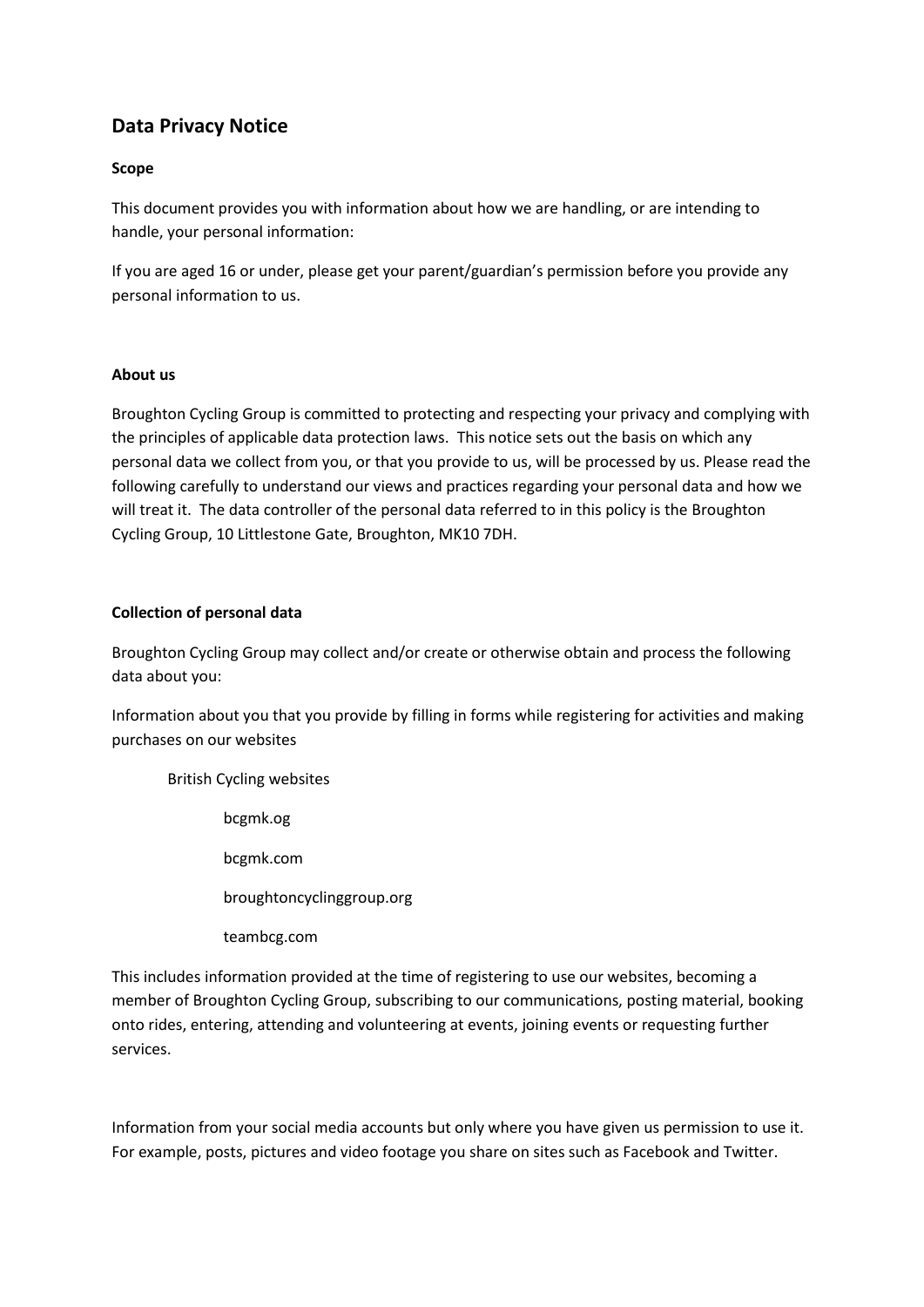## Data Privacy Notice

**Scope**

This document provides you with information about how we are handling, or are intending to handle, your personal information:

If you are aged 16 or under, please get your parent/guardian's permission before you provide any personal information to us.

**About us**

Broughton Cycling Group is committed to protecting and respecting your privacy and complying with the principles of applicable data protection laws. This notice sets out the basis on which any personal data we collect from you, or that you provide to us, will be processed by us. Please read the following carefully to understand our views and practices regarding your personal data and how we will treat it. The data controller of the personal data referred to in this policy is the Broughton Cycling Group, 10 Littlestone Gate, Broughton, MK10 7DH.

**Collection of personal data**

Broughton Cycling Group may collect and/or create or otherwise obtain and process the following data about you:

Information about you that you provide by filling in forms while registering for activities and making purchases on our websites

- British Cycling websites
    - bcgmk.og
    - bcgmk.com
    - broughtoncyclinggroup.org
    - teambcg.com

This includes information provided at the time of registering to use our websites, becoming a member of Broughton Cycling Group, subscribing to our communications, posting material, booking onto rides, entering, attending and volunteering at events, joining events or requesting further services.

Information from your social media accounts but only where you have given us permission to use it. For example, posts, pictures and video footage you share on sites such as Facebook and Twitter.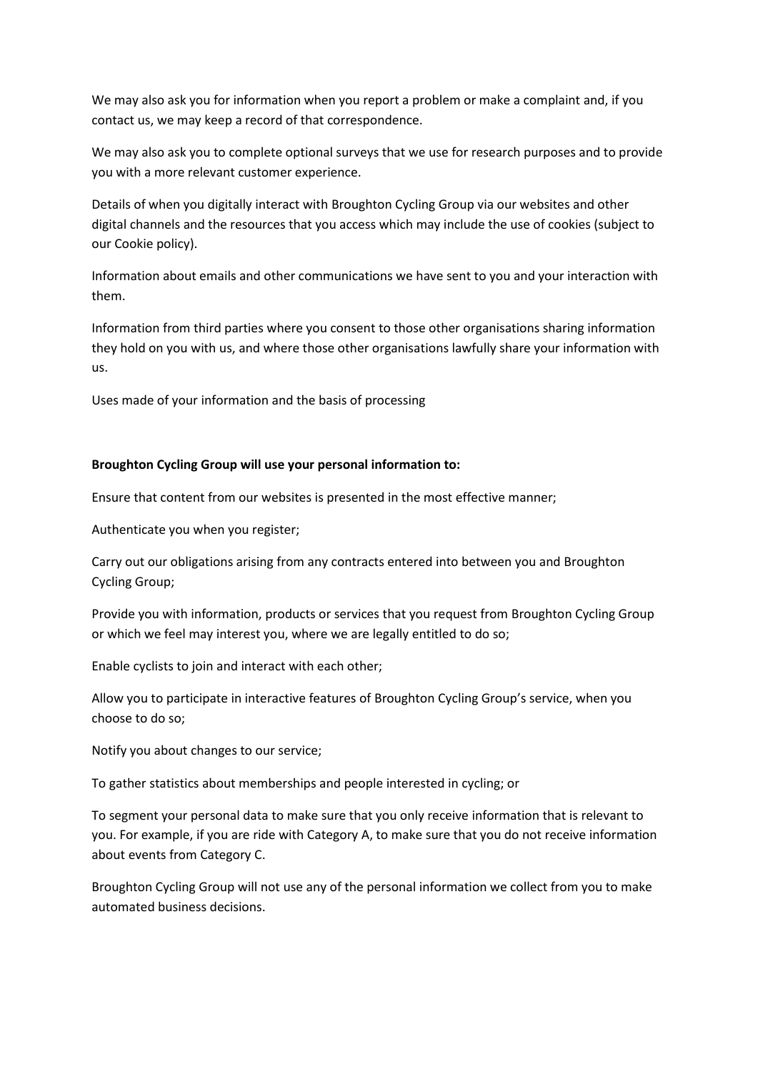We may also ask you for information when you report a problem or make a complaint and, if you contact us, we may keep a record of that correspondence.

We may also ask you to complete optional surveys that we use for research purposes and to provide you with a more relevant customer experience.

Details of when you digitally interact with Broughton Cycling Group via our websites and other digital channels and the resources that you access which may include the use of cookies (subject to our Cookie policy).

Information about emails and other communications we have sent to you and your interaction with them.

Information from third parties where you consent to those other organisations sharing information they hold on you with us, and where those other organisations lawfully share your information with us.

Uses made of your information and the basis of processing

**Broughton Cycling Group will use your personal information to:**

Ensure that content from our websites is presented in the most effective manner;

Authenticate you when you register;

Carry out our obligations arising from any contracts entered into between you and Broughton Cycling Group;

Provide you with information, products or services that you request from Broughton Cycling Group or which we feel may interest you, where we are legally entitled to do so;

Enable cyclists to join and interact with each other;

Allow you to participate in interactive features of Broughton Cycling Group's service, when you choose to do so;

Notify you about changes to our service;

To gather statistics about memberships and people interested in cycling; or

To segment your personal data to make sure that you only receive information that is relevant to you. For example, if you are ride with Category A, to make sure that you do not receive information about events from Category C.

Broughton Cycling Group will not use any of the personal information we collect from you to make automated business decisions.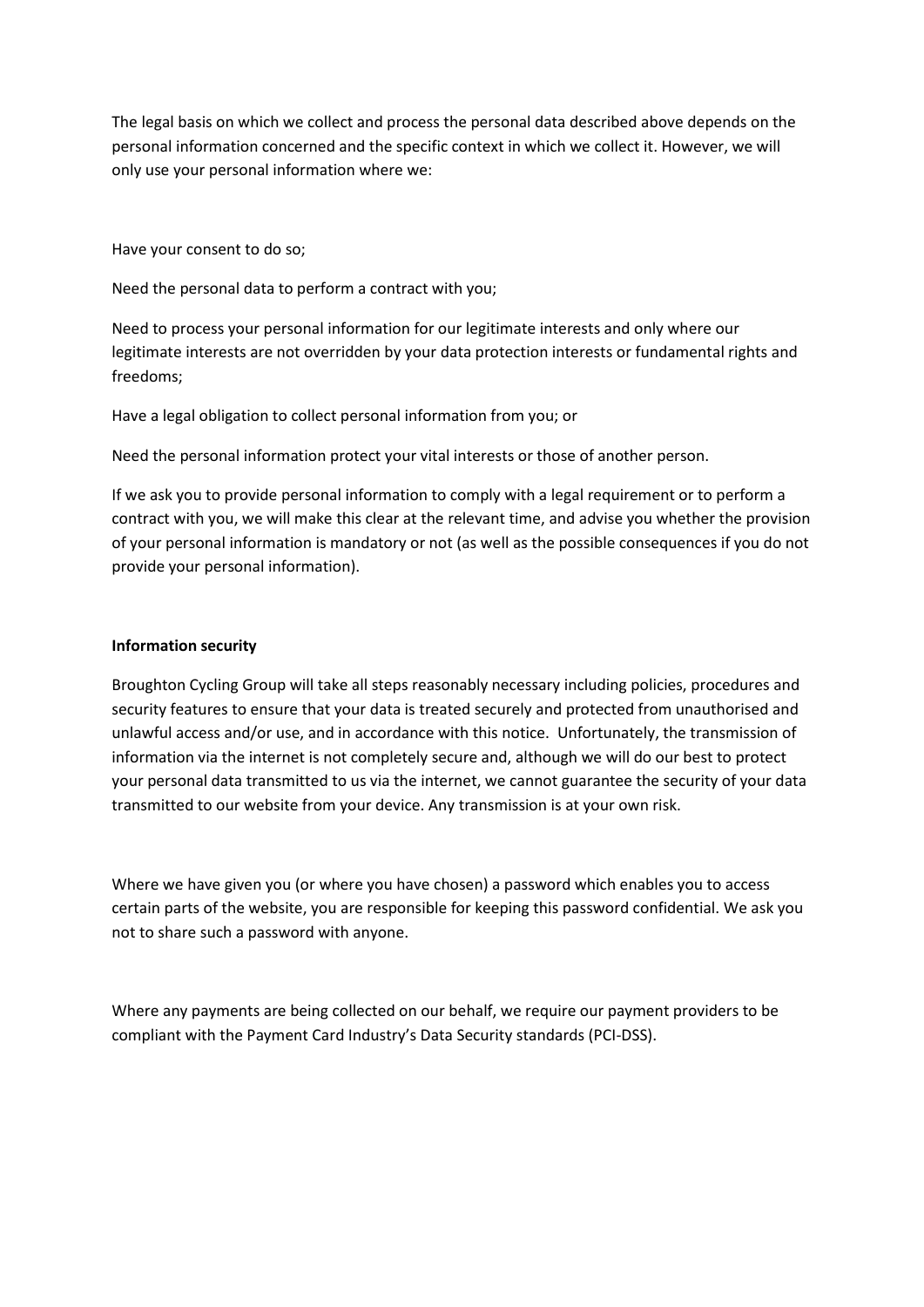The legal basis on which we collect and process the personal data described above depends on the personal information concerned and the specific context in which we collect it. However, we will only use your personal information where we:

Have your consent to do so;

Need the personal data to perform a contract with you;

Need to process your personal information for our legitimate interests and only where our legitimate interests are not overridden by your data protection interests or fundamental rights and freedoms;

Have a legal obligation to collect personal information from you; or

Need the personal information protect your vital interests or those of another person.

If we ask you to provide personal information to comply with a legal requirement or to perform a contract with you, we will make this clear at the relevant time, and advise you whether the provision of your personal information is mandatory or not (as well as the possible consequences if you do not provide your personal information).

**Information security**

Broughton Cycling Group will take all steps reasonably necessary including policies, procedures and security features to ensure that your data is treated securely and protected from unauthorised and unlawful access and/or use, and in accordance with this notice. Unfortunately, the transmission of information via the internet is not completely secure and, although we will do our best to protect your personal data transmitted to us via the internet, we cannot guarantee the security of your data transmitted to our website from your device. Any transmission is at your own risk.

Where we have given you (or where you have chosen) a password which enables you to access certain parts of the website, you are responsible for keeping this password confidential. We ask you not to share such a password with anyone.

Where any payments are being collected on our behalf, we require our payment providers to be compliant with the Payment Card Industry's Data Security standards (PCI-DSS).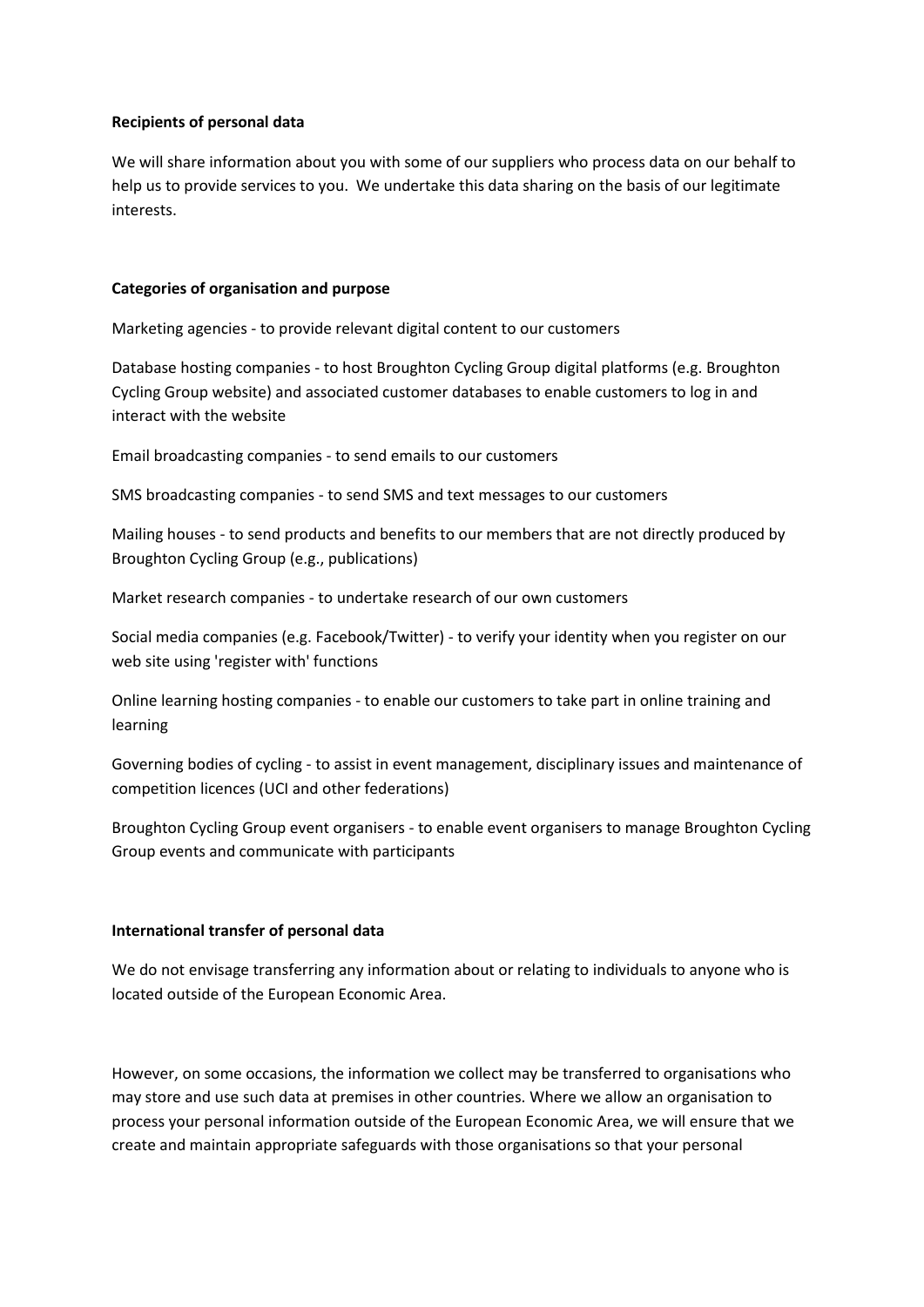**Recipients of personal data**

We will share information about you with some of our suppliers who process data on our behalf to help us to provide services to you. We undertake this data sharing on the basis of our legitimate interests.

**Categories of organisation and purpose**

Marketing agencies - to provide relevant digital content to our customers

Database hosting companies - to host Broughton Cycling Group digital platforms (e.g. Broughton Cycling Group website) and associated customer databases to enable customers to log in and interact with the website

Email broadcasting companies - to send emails to our customers

SMS broadcasting companies - to send SMS and text messages to our customers

Mailing houses - to send products and benefits to our members that are not directly produced by Broughton Cycling Group (e.g., publications)

Market research companies - to undertake research of our own customers

Social media companies (e.g. Facebook/Twitter) - to verify your identity when you register on our web site using 'register with' functions

Online learning hosting companies - to enable our customers to take part in online training and learning

Governing bodies of cycling - to assist in event management, disciplinary issues and maintenance of competition licences (UCI and other federations)

Broughton Cycling Group event organisers - to enable event organisers to manage Broughton Cycling Group events and communicate with participants

**International transfer of personal data**

We do not envisage transferring any information about or relating to individuals to anyone who is located outside of the European Economic Area.

However, on some occasions, the information we collect may be transferred to organisations who may store and use such data at premises in other countries. Where we allow an organisation to process your personal information outside of the European Economic Area, we will ensure that we create and maintain appropriate safeguards with those organisations so that your personal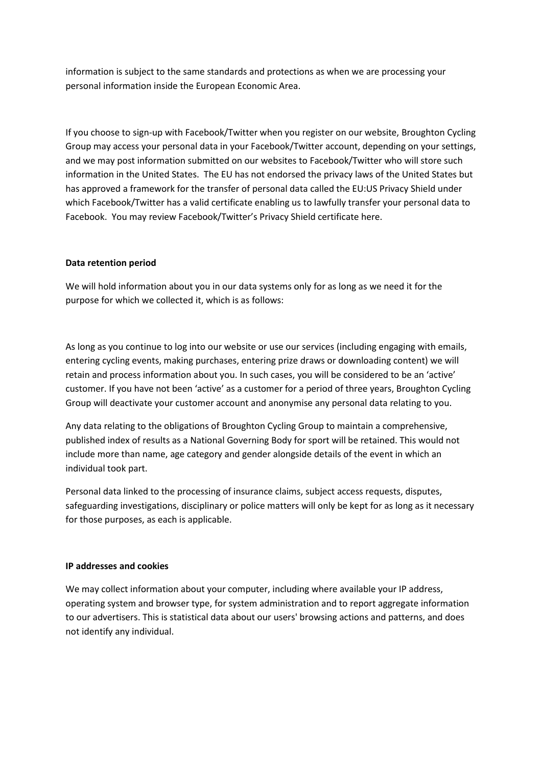information is subject to the same standards and protections as when we are processing your personal information inside the European Economic Area.

If you choose to sign-up with Facebook/Twitter when you register on our website, Broughton Cycling Group may access your personal data in your Facebook/Twitter account, depending on your settings, and we may post information submitted on our websites to Facebook/Twitter who will store such information in the United States. The EU has not endorsed the privacy laws of the United States but has approved a framework for the transfer of personal data called the EU:US Privacy Shield under which Facebook/Twitter has a valid certificate enabling us to lawfully transfer your personal data to Facebook. You may review Facebook/Twitter's Privacy Shield certificate here.

**Data retention period**

We will hold information about you in our data systems only for as long as we need it for the purpose for which we collected it, which is as follows:

As long as you continue to log into our website or use our services (including engaging with emails, entering cycling events, making purchases, entering prize draws or downloading content) we will retain and process information about you. In such cases, you will be considered to be an 'active' customer. If you have not been 'active' as a customer for a period of three years, Broughton Cycling Group will deactivate your customer account and anonymise any personal data relating to you.

Any data relating to the obligations of Broughton Cycling Group to maintain a comprehensive, published index of results as a National Governing Body for sport will be retained. This would not include more than name, age category and gender alongside details of the event in which an individual took part.

Personal data linked to the processing of insurance claims, subject access requests, disputes, safeguarding investigations, disciplinary or police matters will only be kept for as long as it necessary for those purposes, as each is applicable.

**IP addresses and cookies**

We may collect information about your computer, including where available your IP address, operating system and browser type, for system administration and to report aggregate information to our advertisers. This is statistical data about our users' browsing actions and patterns, and does not identify any individual.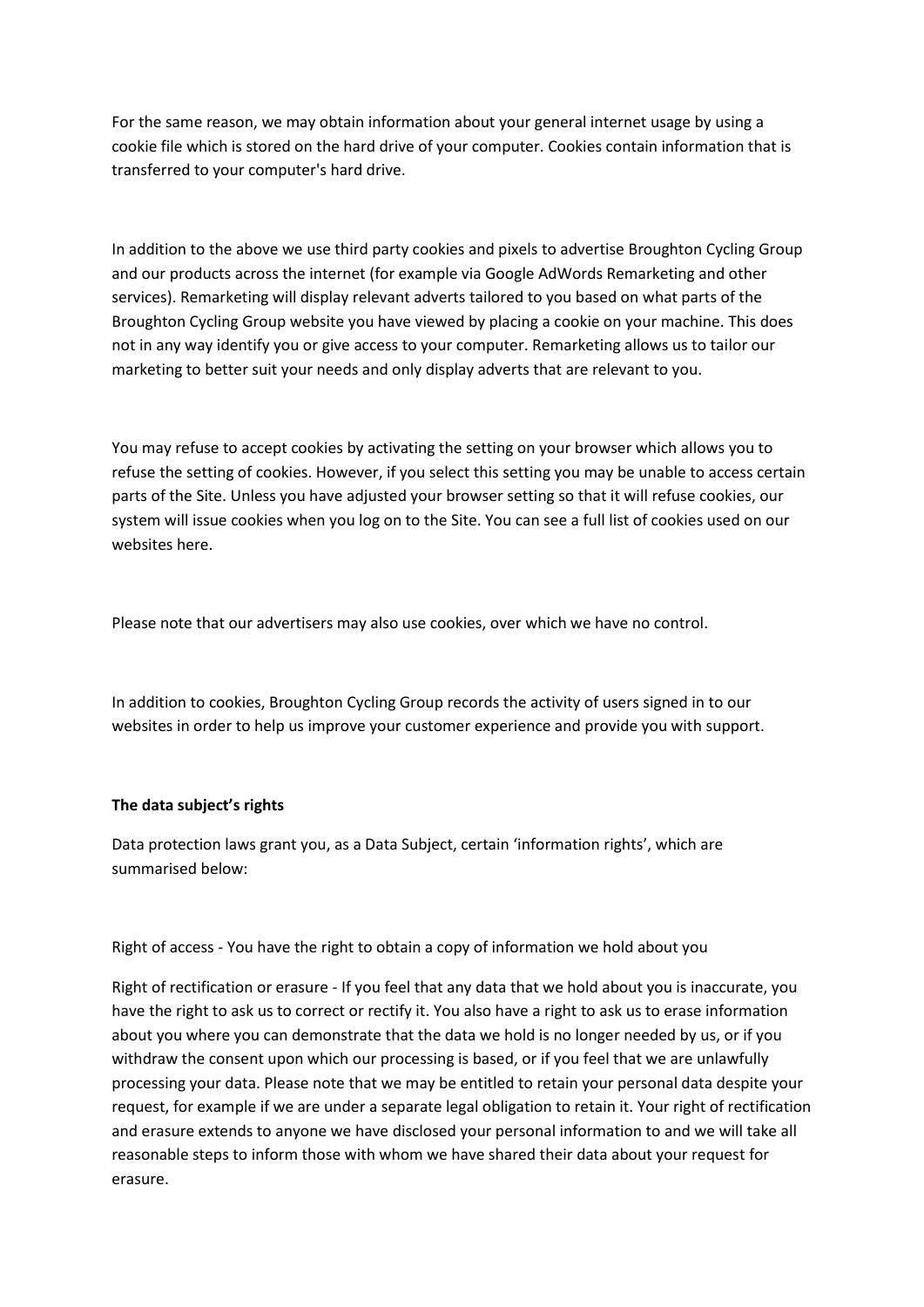For the same reason, we may obtain information about your general internet usage by using a cookie file which is stored on the hard drive of your computer. Cookies contain information that is transferred to your computer's hard drive.

In addition to the above we use third party cookies and pixels to advertise Broughton Cycling Group and our products across the internet (for example via Google AdWords Remarketing and other services). Remarketing will display relevant adverts tailored to you based on what parts of the Broughton Cycling Group website you have viewed by placing a cookie on your machine. This does not in any way identify you or give access to your computer. Remarketing allows us to tailor our marketing to better suit your needs and only display adverts that are relevant to you.

You may refuse to accept cookies by activating the setting on your browser which allows you to refuse the setting of cookies. However, if you select this setting you may be unable to access certain parts of the Site. Unless you have adjusted your browser setting so that it will refuse cookies, our system will issue cookies when you log on to the Site. You can see a full list of cookies used on our websites here.

Please note that our advertisers may also use cookies, over which we have no control.

In addition to cookies, Broughton Cycling Group records the activity of users signed in to our websites in order to help us improve your customer experience and provide you with support.

**The data subject's rights**

Data protection laws grant you, as a Data Subject, certain 'information rights', which are summarised below:

Right of access - You have the right to obtain a copy of information we hold about you

Right of rectification or erasure - If you feel that any data that we hold about you is inaccurate, you have the right to ask us to correct or rectify it. You also have a right to ask us to erase information about you where you can demonstrate that the data we hold is no longer needed by us, or if you withdraw the consent upon which our processing is based, or if you feel that we are unlawfully processing your data. Please note that we may be entitled to retain your personal data despite your request, for example if we are under a separate legal obligation to retain it. Your right of rectification and erasure extends to anyone we have disclosed your personal information to and we will take all reasonable steps to inform those with whom we have shared their data about your request for erasure.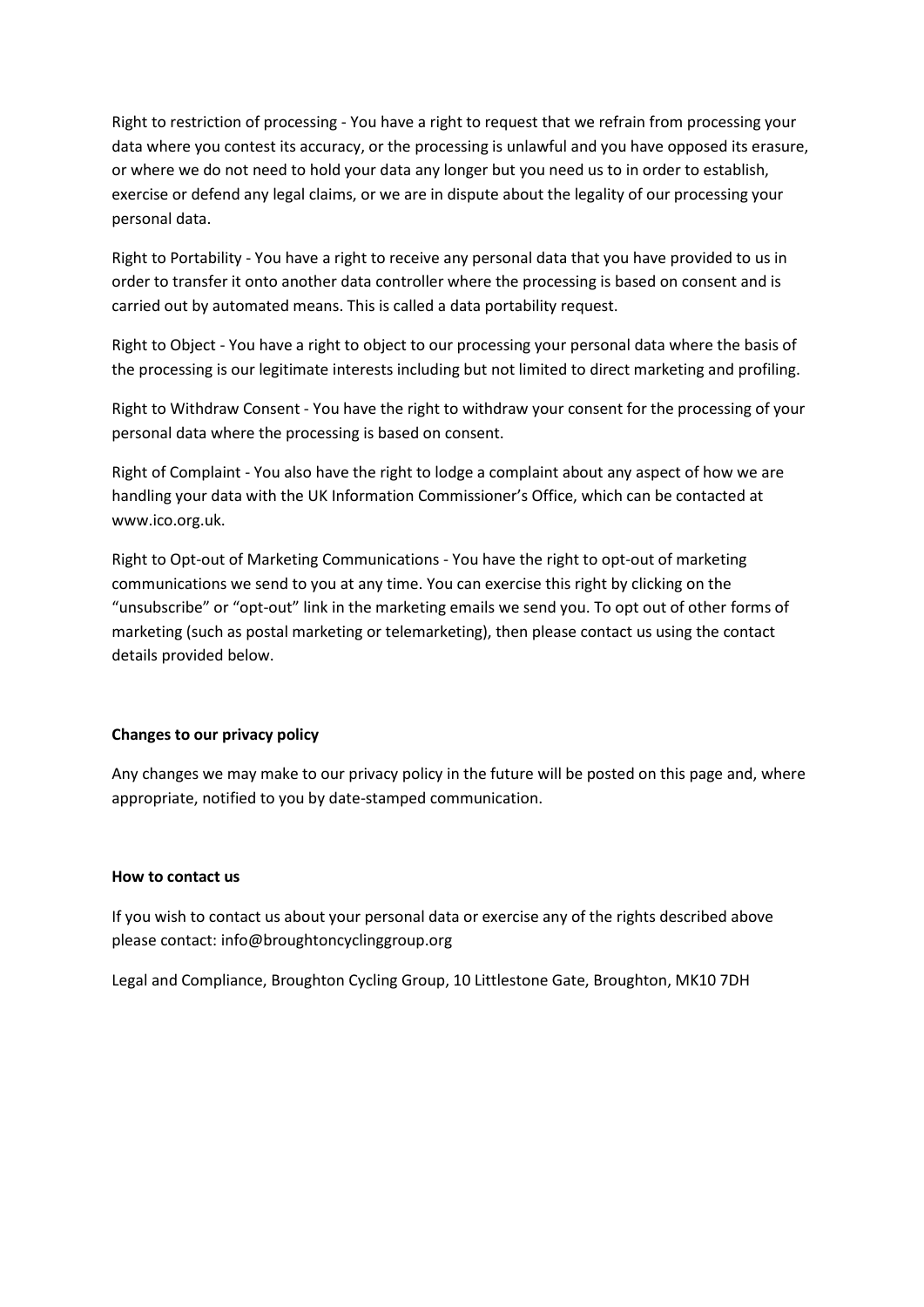Right to restriction of processing - You have a right to request that we refrain from processing your data where you contest its accuracy, or the processing is unlawful and you have opposed its erasure, or where we do not need to hold your data any longer but you need us to in order to establish, exercise or defend any legal claims, or we are in dispute about the legality of our processing your personal data.

Right to Portability - You have a right to receive any personal data that you have provided to us in order to transfer it onto another data controller where the processing is based on consent and is carried out by automated means. This is called a data portability request.

Right to Object - You have a right to object to our processing your personal data where the basis of the processing is our legitimate interests including but not limited to direct marketing and profiling.

Right to Withdraw Consent - You have the right to withdraw your consent for the processing of your personal data where the processing is based on consent.

Right of Complaint - You also have the right to lodge a complaint about any aspect of how we are handling your data with the UK Information Commissioner's Office, which can be contacted at www.ico.org.uk.

Right to Opt-out of Marketing Communications - You have the right to opt-out of marketing communications we send to you at any time. You can exercise this right by clicking on the "unsubscribe" or "opt-out" link in the marketing emails we send you. To opt out of other forms of marketing (such as postal marketing or telemarketing), then please contact us using the contact details provided below.

**Changes to our privacy policy**

Any changes we may make to our privacy policy in the future will be posted on this page and, where appropriate, notified to you by date-stamped communication.

**How to contact us**

If you wish to contact us about your personal data or exercise any of the rights described above please contact: info@broughtoncyclinggroup.org

Legal and Compliance, Broughton Cycling Group, 10 Littlestone Gate, Broughton, MK10 7DH